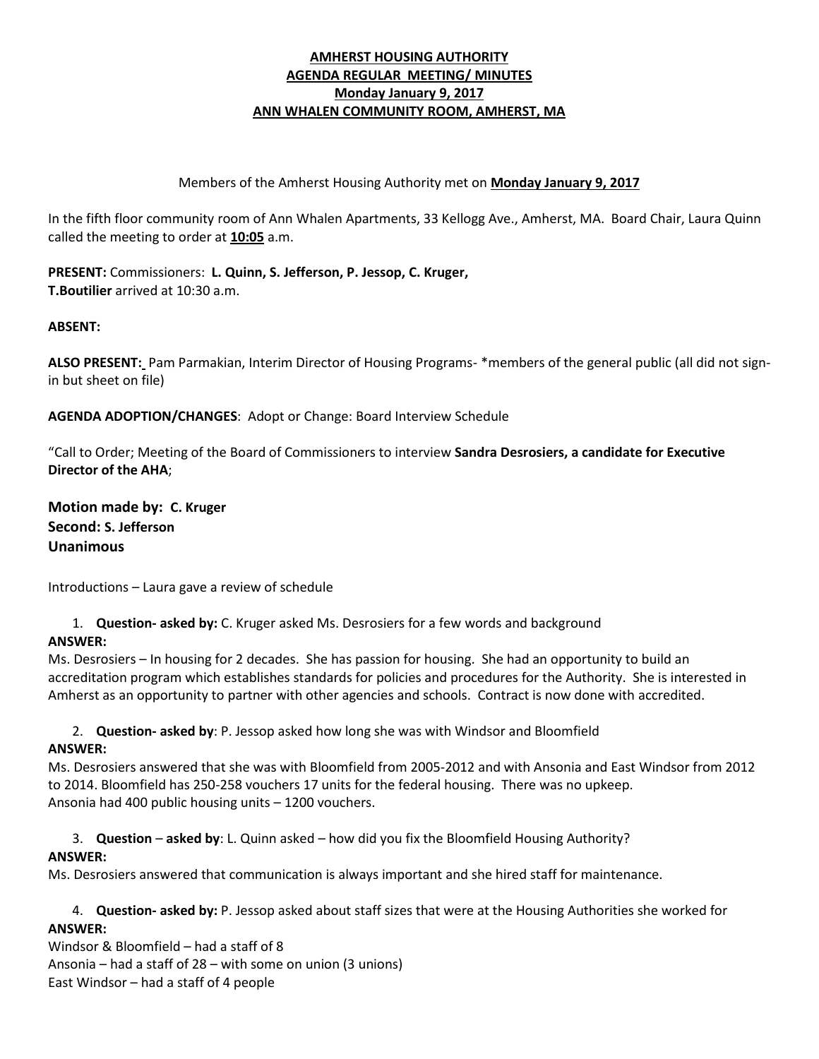# AMHERST HOUSING AUTHORITY
## AGENDA REGULAR MEETING/ MINUTES
## Monday January 9, 2017
## ANN WHALEN COMMUNITY ROOM, AMHERST, MA

Members of the Amherst Housing Authority met on **Monday January 9, 2017**

In the fifth floor community room of Ann Whalen Apartments, 33 Kellogg Ave., Amherst, MA. Board Chair, Laura Quinn called the meeting to order at **10:05** a.m.

**PRESENT:** Commissioners: **L. Quinn, S. Jefferson, P. Jessop, C. Kruger,**
**T.Boutilier** arrived at 10:30 a.m.

**ABSENT:**

**ALSO PRESENT:** Pam Parmakian, Interim Director of Housing Programs- *members of the general public (all did not sign-in but sheet on file)

**AGENDA ADOPTION/CHANGES**: Adopt or Change: Board Interview Schedule

"Call to Order; Meeting of the Board of Commissioners to interview **Sandra Desrosiers, a candidate for Executive Director of the AHA**;

**Motion made by: C. Kruger**
**Second: S. Jefferson**
**Unanimous**

Introductions – Laura gave a review of schedule

1. **Question- asked by:** C. Kruger asked Ms. Desrosiers for a few words and background

**ANSWER:**
Ms. Desrosiers – In housing for 2 decades. She has passion for housing. She had an opportunity to build an accreditation program which establishes standards for policies and procedures for the Authority. She is interested in Amherst as an opportunity to partner with other agencies and schools. Contract is now done with accredited.

2. **Question- asked by**: P. Jessop asked how long she was with Windsor and Bloomfield

**ANSWER:**
Ms. Desrosiers answered that she was with Bloomfield from 2005-2012 and with Ansonia and East Windsor from 2012 to 2014. Bloomfield has 250-258 vouchers 17 units for the federal housing. There was no upkeep.
Ansonia had 400 public housing units – 1200 vouchers.

3. **Question** – **asked by**: L. Quinn asked – how did you fix the Bloomfield Housing Authority?

**ANSWER:**
Ms. Desrosiers answered that communication is always important and she hired staff for maintenance.

4. **Question- asked by:** P. Jessop asked about staff sizes that were at the Housing Authorities she worked for

**ANSWER:**
Windsor & Bloomfield – had a staff of 8
Ansonia – had a staff of 28 – with some on union (3 unions)
East Windsor – had a staff of 4 people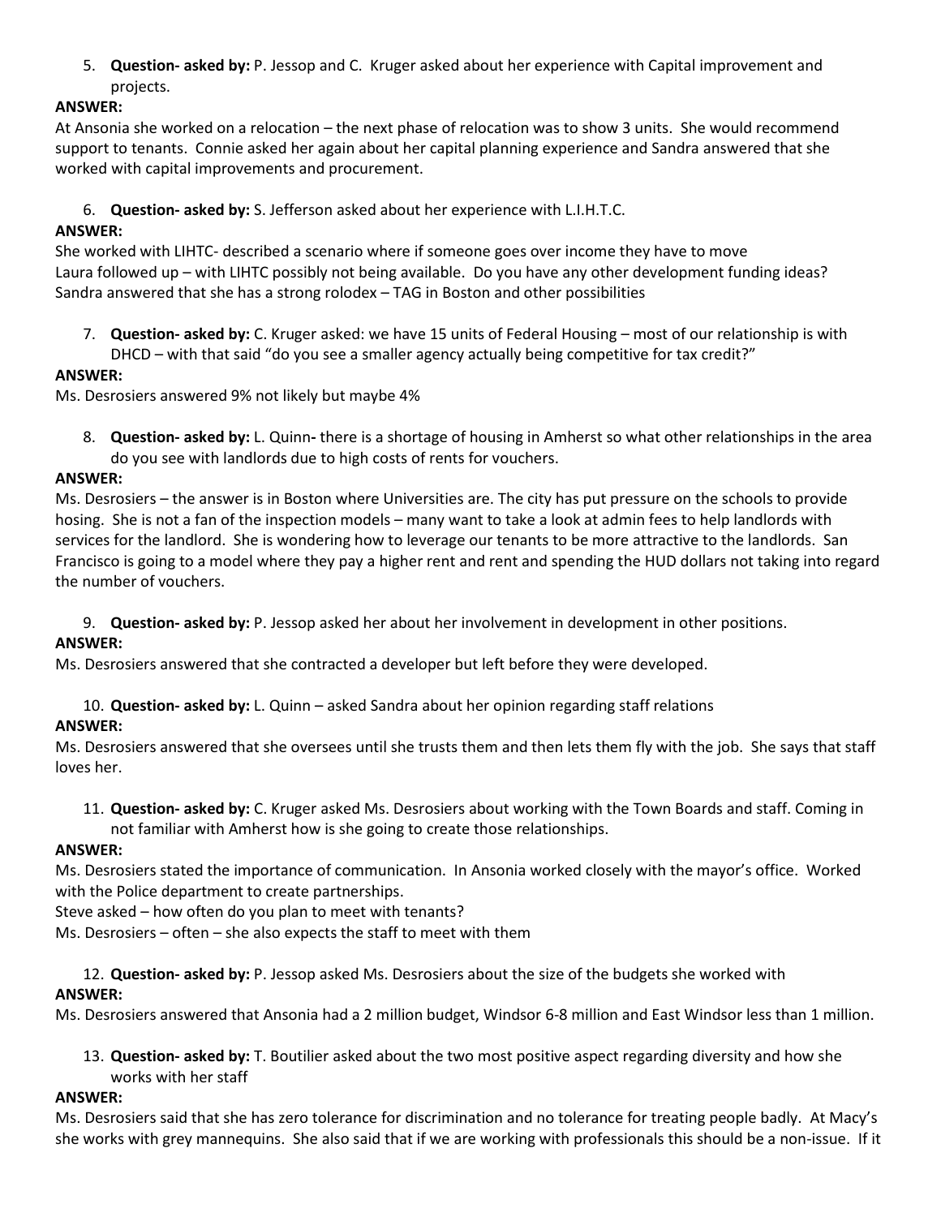5. **Question- asked by:** P. Jessop and C. Kruger asked about her experience with Capital improvement and projects.

**ANSWER:**

At Ansonia she worked on a relocation – the next phase of relocation was to show 3 units. She would recommend support to tenants. Connie asked her again about her capital planning experience and Sandra answered that she worked with capital improvements and procurement.

6. **Question- asked by:** S. Jefferson asked about her experience with L.I.H.T.C.

**ANSWER:**

She worked with LIHTC- described a scenario where if someone goes over income they have to move
Laura followed up – with LIHTC possibly not being available. Do you have any other development funding ideas? Sandra answered that she has a strong rolodex – TAG in Boston and other possibilities

7. **Question- asked by:** C. Kruger asked: we have 15 units of Federal Housing – most of our relationship is with DHCD – with that said "do you see a smaller agency actually being competitive for tax credit?"

**ANSWER:**

Ms. Desrosiers answered 9% not likely but maybe 4%

8. **Question- asked by:** L. Quinn**-** there is a shortage of housing in Amherst so what other relationships in the area do you see with landlords due to high costs of rents for vouchers.

**ANSWER:**

Ms. Desrosiers – the answer is in Boston where Universities are. The city has put pressure on the schools to provide hosing. She is not a fan of the inspection models – many want to take a look at admin fees to help landlords with services for the landlord. She is wondering how to leverage our tenants to be more attractive to the landlords. San Francisco is going to a model where they pay a higher rent and rent and spending the HUD dollars not taking into regard the number of vouchers.

9. **Question- asked by:** P. Jessop asked her about her involvement in development in other positions.

**ANSWER:**

Ms. Desrosiers answered that she contracted a developer but left before they were developed.

10. **Question- asked by:** L. Quinn – asked Sandra about her opinion regarding staff relations

**ANSWER:**

Ms. Desrosiers answered that she oversees until she trusts them and then lets them fly with the job. She says that staff loves her.

11. **Question- asked by:** C. Kruger asked Ms. Desrosiers about working with the Town Boards and staff. Coming in not familiar with Amherst how is she going to create those relationships.

**ANSWER:**

Ms. Desrosiers stated the importance of communication. In Ansonia worked closely with the mayor's office. Worked with the Police department to create partnerships.

Steve asked – how often do you plan to meet with tenants?

Ms. Desrosiers – often – she also expects the staff to meet with them

12. **Question- asked by:** P. Jessop asked Ms. Desrosiers about the size of the budgets she worked with

**ANSWER:**

Ms. Desrosiers answered that Ansonia had a 2 million budget, Windsor 6-8 million and East Windsor less than 1 million.

13. **Question- asked by:** T. Boutilier asked about the two most positive aspect regarding diversity and how she works with her staff

**ANSWER:**

Ms. Desrosiers said that she has zero tolerance for discrimination and no tolerance for treating people badly. At Macy's she works with grey mannequins. She also said that if we are working with professionals this should be a non-issue. If it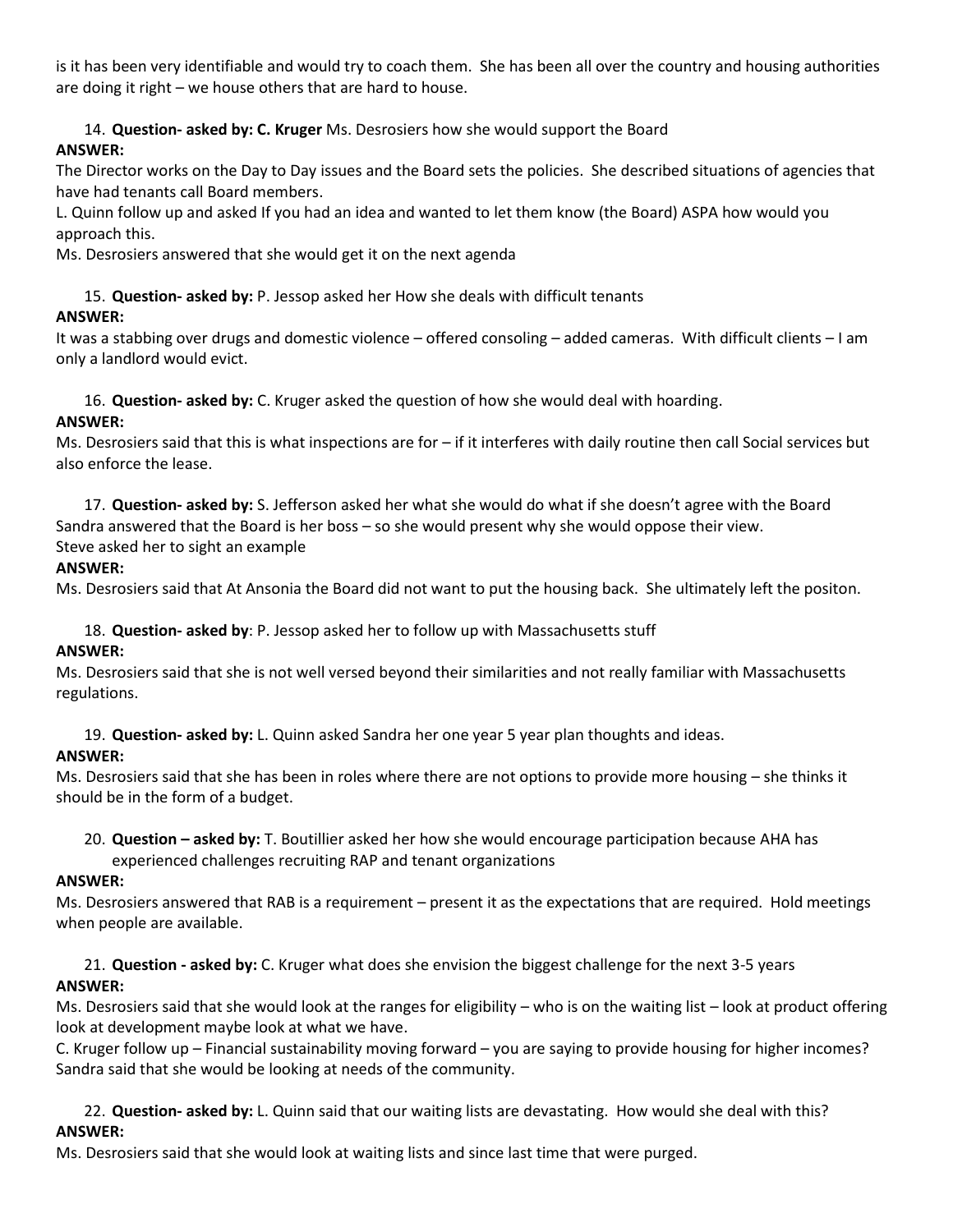is it has been very identifiable and would try to coach them. She has been all over the country and housing authorities are doing it right – we house others that are hard to house.

14. **Question- asked by: C. Kruger** Ms. Desrosiers how she would support the Board

**ANSWER:**

The Director works on the Day to Day issues and the Board sets the policies. She described situations of agencies that have had tenants call Board members.

L. Quinn follow up and asked If you had an idea and wanted to let them know (the Board) ASPA how would you approach this.

Ms. Desrosiers answered that she would get it on the next agenda

15. **Question- asked by:** P. Jessop asked her How she deals with difficult tenants

**ANSWER:**

It was a stabbing over drugs and domestic violence – offered consoling – added cameras. With difficult clients – I am only a landlord would evict.

16. **Question- asked by:** C. Kruger asked the question of how she would deal with hoarding.

**ANSWER:**

Ms. Desrosiers said that this is what inspections are for – if it interferes with daily routine then call Social services but also enforce the lease.

17. **Question- asked by:** S. Jefferson asked her what she would do what if she doesn't agree with the Board

Sandra answered that the Board is her boss – so she would present why she would oppose their view.

Steve asked her to sight an example

**ANSWER:**

Ms. Desrosiers said that At Ansonia the Board did not want to put the housing back. She ultimately left the positon.

18. **Question- asked by**: P. Jessop asked her to follow up with Massachusetts stuff

**ANSWER:**

Ms. Desrosiers said that she is not well versed beyond their similarities and not really familiar with Massachusetts regulations.

19. **Question- asked by:** L. Quinn asked Sandra her one year 5 year plan thoughts and ideas.

**ANSWER:**

Ms. Desrosiers said that she has been in roles where there are not options to provide more housing – she thinks it should be in the form of a budget.

20. **Question – asked by:** T. Boutillier asked her how she would encourage participation because AHA has experienced challenges recruiting RAP and tenant organizations

**ANSWER:**

Ms. Desrosiers answered that RAB is a requirement – present it as the expectations that are required. Hold meetings when people are available.

21. **Question - asked by:** C. Kruger what does she envision the biggest challenge for the next 3-5 years

**ANSWER:**

Ms. Desrosiers said that she would look at the ranges for eligibility – who is on the waiting list – look at product offering look at development maybe look at what we have.

C. Kruger follow up – Financial sustainability moving forward – you are saying to provide housing for higher incomes? Sandra said that she would be looking at needs of the community.

22. **Question- asked by:** L. Quinn said that our waiting lists are devastating. How would she deal with this?

**ANSWER:**

Ms. Desrosiers said that she would look at waiting lists and since last time that were purged.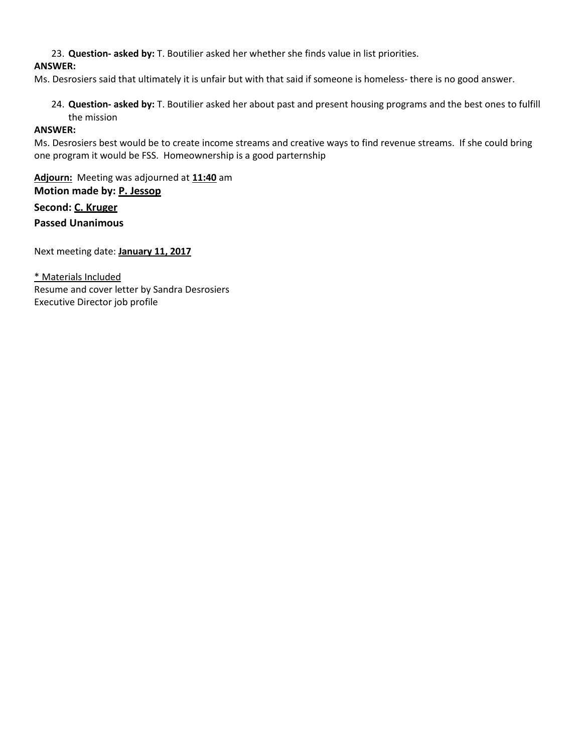23. **Question- asked by:** T. Boutilier asked her whether she finds value in list priorities.

**ANSWER:**

Ms. Desrosiers said that ultimately it is unfair but with that said if someone is homeless- there is no good answer.

24. **Question- asked by:** T. Boutilier asked her about past and present housing programs and the best ones to fulfill the mission

**ANSWER:**

Ms. Desrosiers best would be to create income streams and creative ways to find revenue streams. If she could bring one program it would be FSS. Homeownership is a good parternship

**Adjourn:** Meeting was adjourned at **11:40** am

**Motion made by: P. Jessop**

**Second: C. Kruger**

**Passed Unanimous**

Next meeting date: **January 11, 2017**

* Materials Included

Resume and cover letter by Sandra Desrosiers

Executive Director job profile